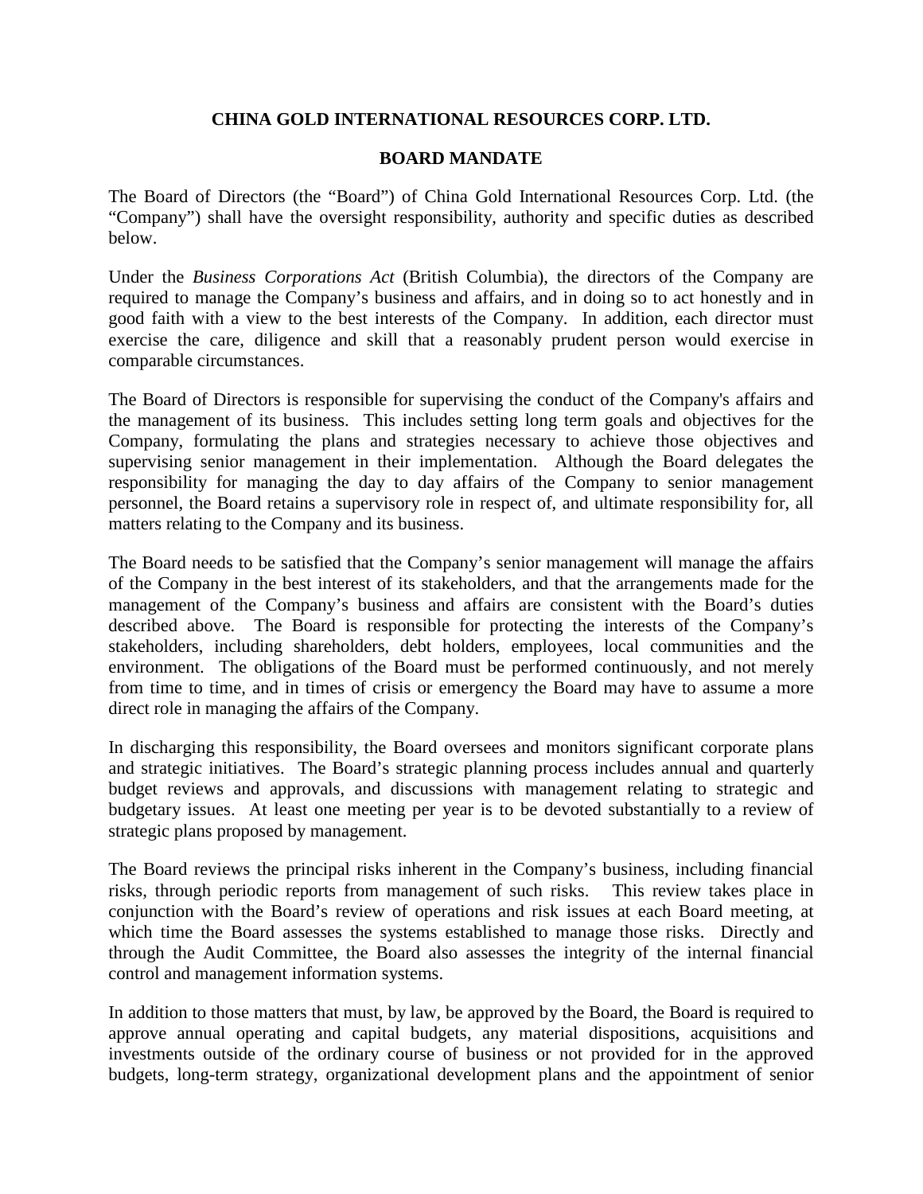# CHINA GOLD INTERNATIONAL RESOURCES CORP. LTD.

## BOARD MANDATE

The Board of Directors (the "Board") of China Gold International Resources Corp. Ltd. (the "Company") shall have the oversight responsibility, authority and specific duties as described below.

Under the *Business Corporations Act* (British Columbia), the directors of the Company are required to manage the Company's business and affairs, and in doing so to act honestly and in good faith with a view to the best interests of the Company. In addition, each director must exercise the care, diligence and skill that a reasonably prudent person would exercise in comparable circumstances.

The Board of Directors is responsible for supervising the conduct of the Company's affairs and the management of its business. This includes setting long term goals and objectives for the Company, formulating the plans and strategies necessary to achieve those objectives and supervising senior management in their implementation. Although the Board delegates the responsibility for managing the day to day affairs of the Company to senior management personnel, the Board retains a supervisory role in respect of, and ultimate responsibility for, all matters relating to the Company and its business.

The Board needs to be satisfied that the Company's senior management will manage the affairs of the Company in the best interest of its stakeholders, and that the arrangements made for the management of the Company's business and affairs are consistent with the Board's duties described above. The Board is responsible for protecting the interests of the Company's stakeholders, including shareholders, debt holders, employees, local communities and the environment. The obligations of the Board must be performed continuously, and not merely from time to time, and in times of crisis or emergency the Board may have to assume a more direct role in managing the affairs of the Company.

In discharging this responsibility, the Board oversees and monitors significant corporate plans and strategic initiatives. The Board's strategic planning process includes annual and quarterly budget reviews and approvals, and discussions with management relating to strategic and budgetary issues. At least one meeting per year is to be devoted substantially to a review of strategic plans proposed by management.

The Board reviews the principal risks inherent in the Company's business, including financial risks, through periodic reports from management of such risks. This review takes place in conjunction with the Board's review of operations and risk issues at each Board meeting, at which time the Board assesses the systems established to manage those risks. Directly and through the Audit Committee, the Board also assesses the integrity of the internal financial control and management information systems.

In addition to those matters that must, by law, be approved by the Board, the Board is required to approve annual operating and capital budgets, any material dispositions, acquisitions and investments outside of the ordinary course of business or not provided for in the approved budgets, long-term strategy, organizational development plans and the appointment of senior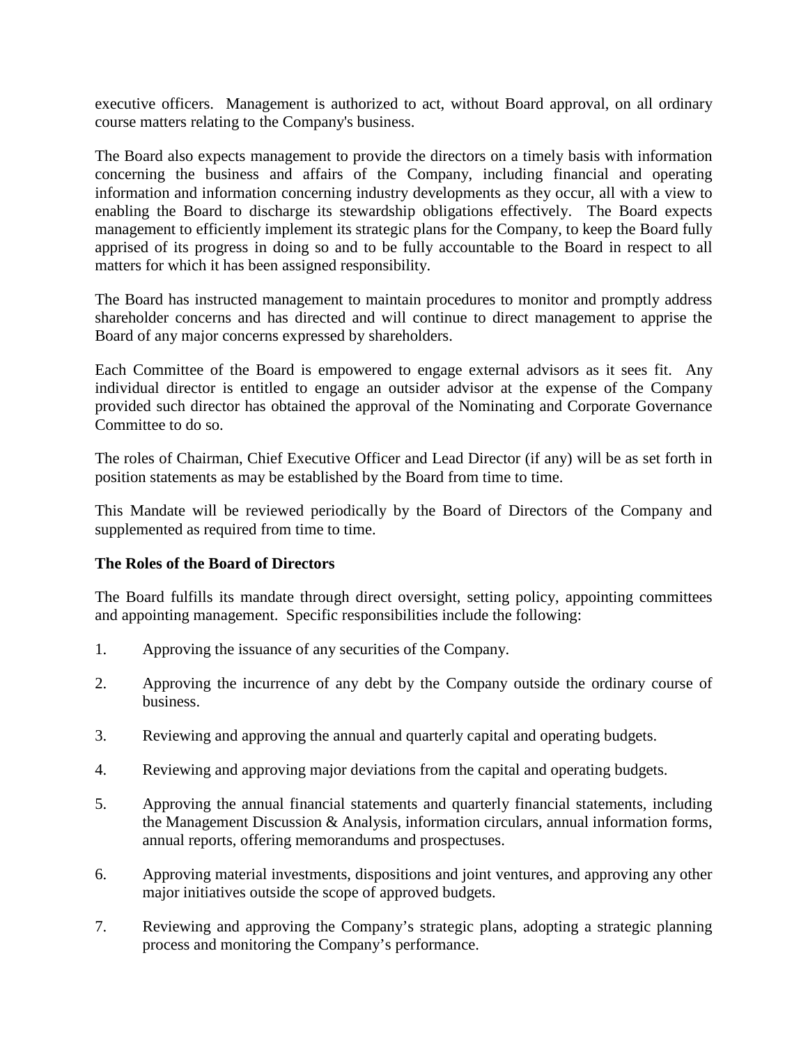executive officers. Management is authorized to act, without Board approval, on all ordinary course matters relating to the Company's business.

The Board also expects management to provide the directors on a timely basis with information concerning the business and affairs of the Company, including financial and operating information and information concerning industry developments as they occur, all with a view to enabling the Board to discharge its stewardship obligations effectively. The Board expects management to efficiently implement its strategic plans for the Company, to keep the Board fully apprised of its progress in doing so and to be fully accountable to the Board in respect to all matters for which it has been assigned responsibility.

The Board has instructed management to maintain procedures to monitor and promptly address shareholder concerns and has directed and will continue to direct management to apprise the Board of any major concerns expressed by shareholders.

Each Committee of the Board is empowered to engage external advisors as it sees fit. Any individual director is entitled to engage an outsider advisor at the expense of the Company provided such director has obtained the approval of the Nominating and Corporate Governance Committee to do so.

The roles of Chairman, Chief Executive Officer and Lead Director (if any) will be as set forth in position statements as may be established by the Board from time to time.

This Mandate will be reviewed periodically by the Board of Directors of the Company and supplemented as required from time to time.

**The Roles of the Board of Directors**

The Board fulfills its mandate through direct oversight, setting policy, appointing committees and appointing management. Specific responsibilities include the following:

1. Approving the issuance of any securities of the Company.
2. Approving the incurrence of any debt by the Company outside the ordinary course of business.
3. Reviewing and approving the annual and quarterly capital and operating budgets.
4. Reviewing and approving major deviations from the capital and operating budgets.
5. Approving the annual financial statements and quarterly financial statements, including the Management Discussion & Analysis, information circulars, annual information forms, annual reports, offering memorandums and prospectuses.
6. Approving material investments, dispositions and joint ventures, and approving any other major initiatives outside the scope of approved budgets.
7. Reviewing and approving the Company’s strategic plans, adopting a strategic planning process and monitoring the Company’s performance.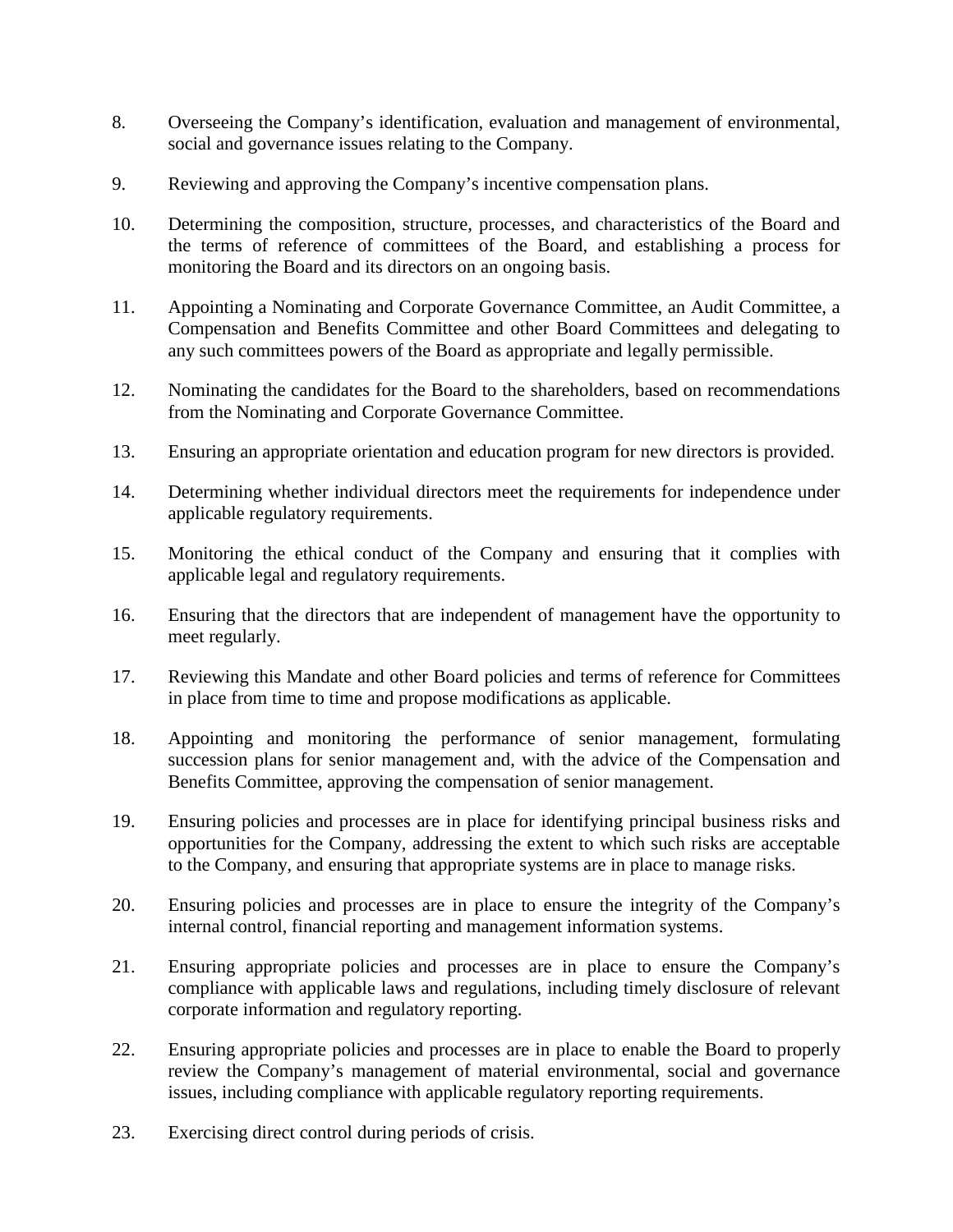8. Overseeing the Company's identification, evaluation and management of environmental, social and governance issues relating to the Company.

9. Reviewing and approving the Company's incentive compensation plans.

10. Determining the composition, structure, processes, and characteristics of the Board and the terms of reference of committees of the Board, and establishing a process for monitoring the Board and its directors on an ongoing basis.

11. Appointing a Nominating and Corporate Governance Committee, an Audit Committee, a Compensation and Benefits Committee and other Board Committees and delegating to any such committees powers of the Board as appropriate and legally permissible.

12. Nominating the candidates for the Board to the shareholders, based on recommendations from the Nominating and Corporate Governance Committee.

13. Ensuring an appropriate orientation and education program for new directors is provided.

14. Determining whether individual directors meet the requirements for independence under applicable regulatory requirements.

15. Monitoring the ethical conduct of the Company and ensuring that it complies with applicable legal and regulatory requirements.

16. Ensuring that the directors that are independent of management have the opportunity to meet regularly.

17. Reviewing this Mandate and other Board policies and terms of reference for Committees in place from time to time and propose modifications as applicable.

18. Appointing and monitoring the performance of senior management, formulating succession plans for senior management and, with the advice of the Compensation and Benefits Committee, approving the compensation of senior management.

19. Ensuring policies and processes are in place for identifying principal business risks and opportunities for the Company, addressing the extent to which such risks are acceptable to the Company, and ensuring that appropriate systems are in place to manage risks.

20. Ensuring policies and processes are in place to ensure the integrity of the Company's internal control, financial reporting and management information systems.

21. Ensuring appropriate policies and processes are in place to ensure the Company's compliance with applicable laws and regulations, including timely disclosure of relevant corporate information and regulatory reporting.

22. Ensuring appropriate policies and processes are in place to enable the Board to properly review the Company's management of material environmental, social and governance issues, including compliance with applicable regulatory reporting requirements.

23. Exercising direct control during periods of crisis.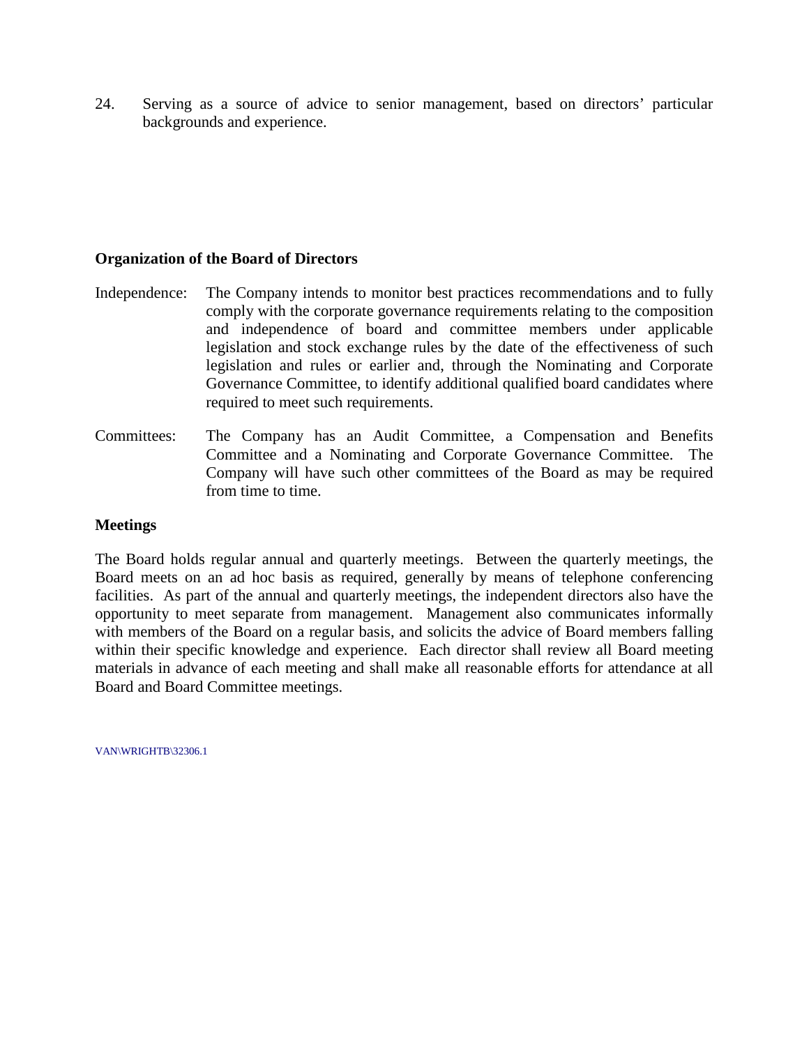24. Serving as a source of advice to senior management, based on directors' particular backgrounds and experience.

**Organization of the Board of Directors**

Independence: The Company intends to monitor best practices recommendations and to fully comply with the corporate governance requirements relating to the composition and independence of board and committee members under applicable legislation and stock exchange rules by the date of the effectiveness of such legislation and rules or earlier and, through the Nominating and Corporate Governance Committee, to identify additional qualified board candidates where required to meet such requirements.

Committees: The Company has an Audit Committee, a Compensation and Benefits Committee and a Nominating and Corporate Governance Committee. The Company will have such other committees of the Board as may be required from time to time.

**Meetings**

The Board holds regular annual and quarterly meetings. Between the quarterly meetings, the Board meets on an ad hoc basis as required, generally by means of telephone conferencing facilities. As part of the annual and quarterly meetings, the independent directors also have the opportunity to meet separate from management. Management also communicates informally with members of the Board on a regular basis, and solicits the advice of Board members falling within their specific knowledge and experience. Each director shall review all Board meeting materials in advance of each meeting and shall make all reasonable efforts for attendance at all Board and Board Committee meetings.

VAN\WRIGHTB\32306.1